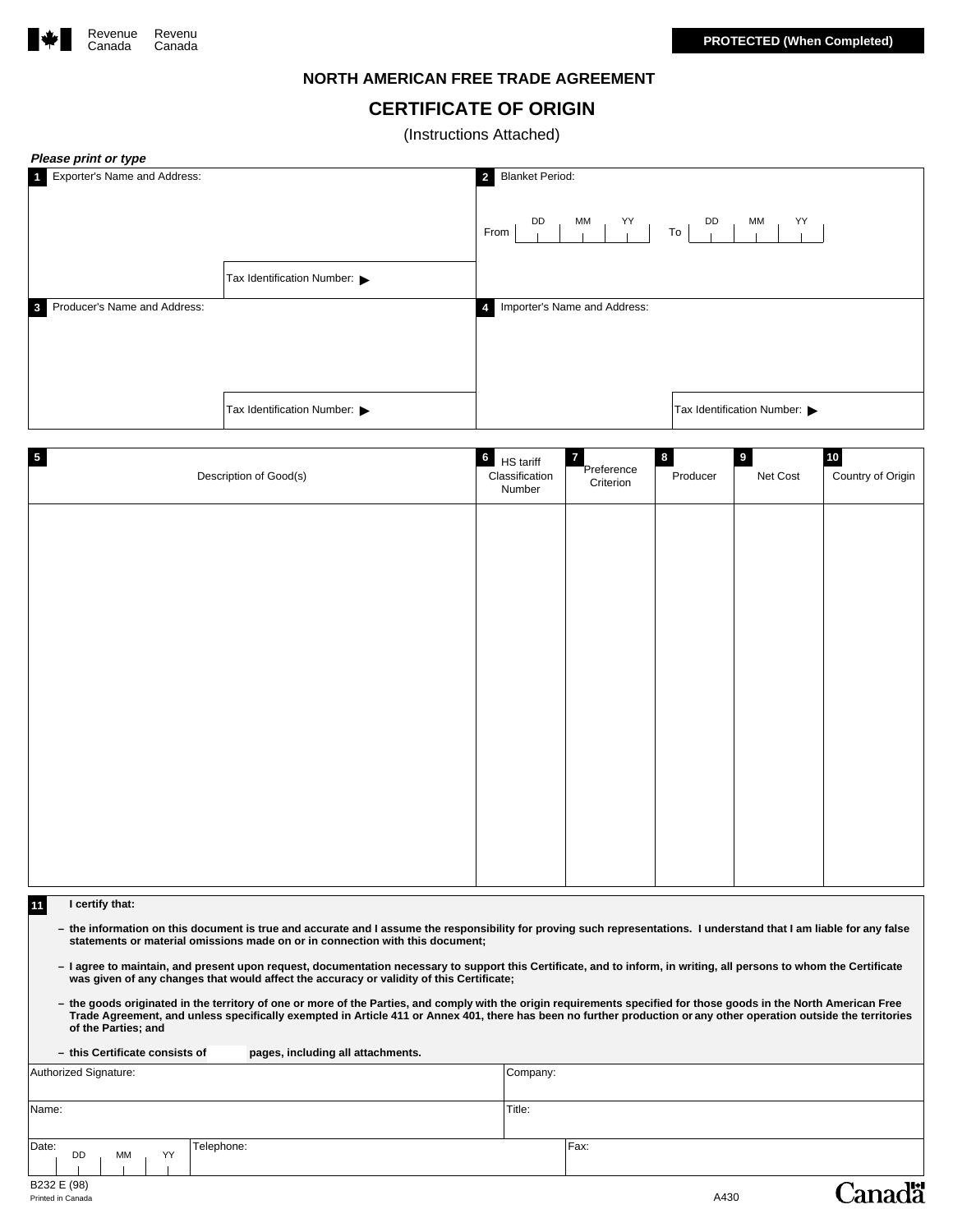Revenue Canada | Revenu Canada

**PROTECTED (When Completed)**

# NORTH AMERICAN FREE TRADE AGREEMENT

## CERTIFICATE OF ORIGIN

(Instructions Attached)

***Please print or type***

| | |
|---|---|
| **1** Exporter's Name and Address:<br><br>Tax Identification Number: ▶ | **2** Blanket Period:<br><br>From DD MM YY To DD MM YY |
| **3** Producer's Name and Address:<br><br>Tax Identification Number: ▶ | **4** Importer's Name and Address:<br><br>Tax Identification Number: ▶ |

| **5** Description of Good(s) | **6** HS tariff Classification Number | **7** Preference Criterion | **8** Producer | **9** Net Cost | **10** Country of Origin |
|---|---|---|---|---|---|
| | | | | | |

**11** **I certify that:**

- **the information on this document is true and accurate and I assume the responsibility for proving such representations. I understand that I am liable for any false statements or material omissions made on or in connection with this document;**
- **I agree to maintain, and present upon request, documentation necessary to support this Certificate, and to inform, in writing, all persons to whom the Certificate was given of any changes that would affect the accuracy or validity of this Certificate;**
- **the goods originated in the territory of one or more of the Parties, and comply with the origin requirements specified for those goods in the North American Free Trade Agreement, and unless specifically exempted in Article 411 or Annex 401, there has been no further production or any other operation outside the territories of the Parties; and**
- **this Certificate consists of ______ pages, including all attachments.**

| | | |
|---|---|---|
| Authorized Signature: | | Company: |
| Name: | | Title: |
| Date: DD MM YY | Telephone: | Fax: |

B232 E (98)

Printed in Canada

A430

Canada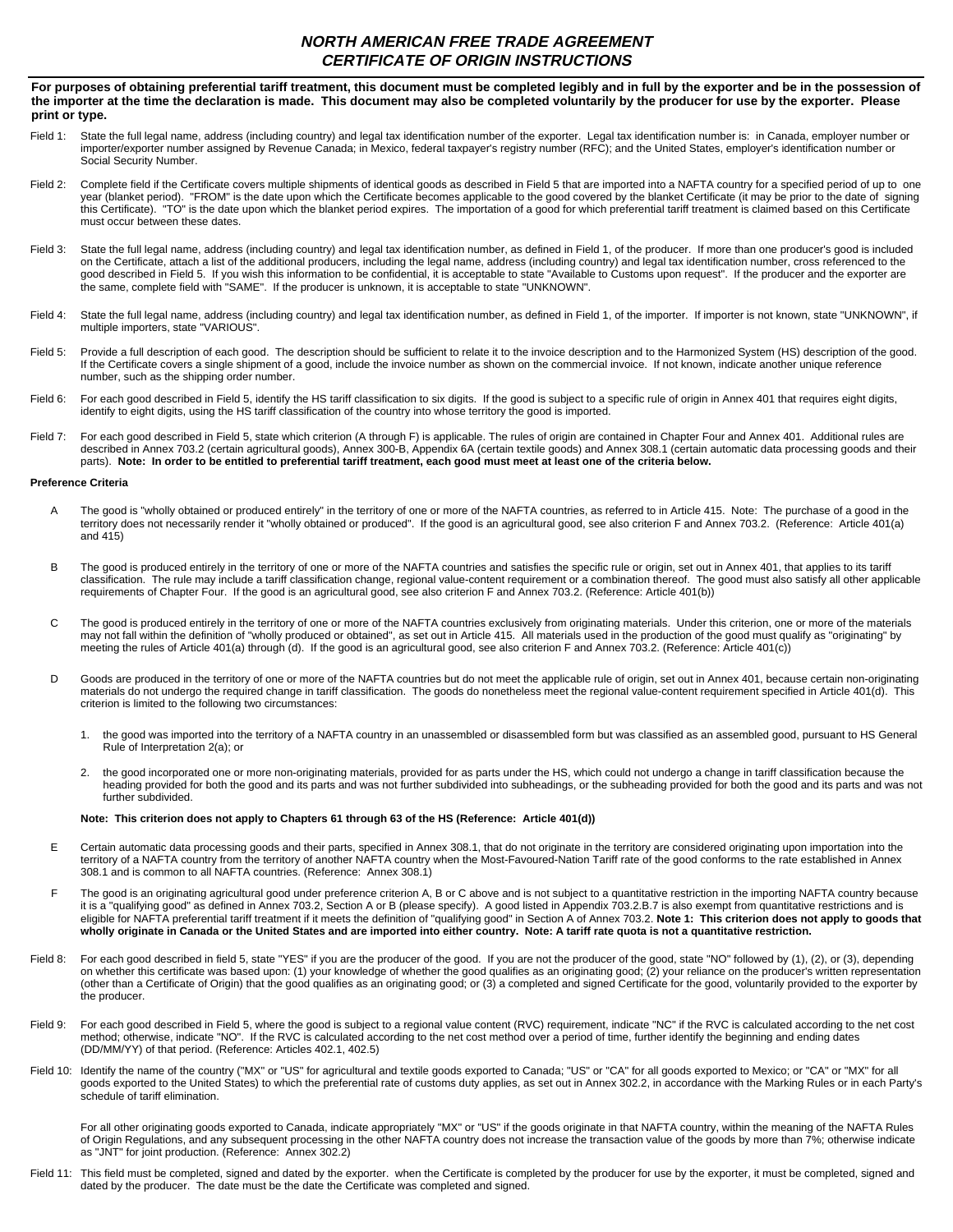# *NORTH AMERICAN FREE TRADE AGREEMENT*
# *CERTIFICATE OF ORIGIN INSTRUCTIONS*

**For purposes of obtaining preferential tariff treatment, this document must be completed legibly and in full by the exporter and be in the possession of the importer at the time the declaration is made. This document may also be completed voluntarily by the producer for use by the exporter. Please print or type.**

Field 1: State the full legal name, address (including country) and legal tax identification number of the exporter. Legal tax identification number is: in Canada, employer number or importer/exporter number assigned by Revenue Canada; in Mexico, federal taxpayer's registry number (RFC); and the United States, employer's identification number or Social Security Number.

Field 2: Complete field if the Certificate covers multiple shipments of identical goods as described in Field 5 that are imported into a NAFTA country for a specified period of up to one year (blanket period). "FROM" is the date upon which the Certificate becomes applicable to the good covered by the blanket Certificate (it may be prior to the date of signing this Certificate). "TO" is the date upon which the blanket period expires. The importation of a good for which preferential tariff treatment is claimed based on this Certificate must occur between these dates.

Field 3: State the full legal name, address (including country) and legal tax identification number, as defined in Field 1, of the producer. If more than one producer's good is included on the Certificate, attach a list of the additional producers, including the legal name, address (including country) and legal tax identification number, cross referenced to the good described in Field 5. If you wish this information to be confidential, it is acceptable to state "Available to Customs upon request". If the producer and the exporter are the same, complete field with "SAME". If the producer is unknown, it is acceptable to state "UNKNOWN".

Field 4: State the full legal name, address (including country) and legal tax identification number, as defined in Field 1, of the importer. If importer is not known, state "UNKNOWN", if multiple importers, state "VARIOUS".

Field 5: Provide a full description of each good. The description should be sufficient to relate it to the invoice description and to the Harmonized System (HS) description of the good. If the Certificate covers a single shipment of a good, include the invoice number as shown on the commercial invoice. If not known, indicate another unique reference number, such as the shipping order number.

Field 6: For each good described in Field 5, identify the HS tariff classification to six digits. If the good is subject to a specific rule of origin in Annex 401 that requires eight digits, identify to eight digits, using the HS tariff classification of the country into whose territory the good is imported.

Field 7: For each good described in Field 5, state which criterion (A through F) is applicable. The rules of origin are contained in Chapter Four and Annex 401. Additional rules are described in Annex 703.2 (certain agricultural goods), Annex 300-B, Appendix 6A (certain textile goods) and Annex 308.1 (certain automatic data processing goods and their parts). **Note: In order to be entitled to preferential tariff treatment, each good must meet at least one of the criteria below.**

**Preference Criteria**

A The good is "wholly obtained or produced entirely" in the territory of one or more of the NAFTA countries, as referred to in Article 415. Note: The purchase of a good in the territory does not necessarily render it "wholly obtained or produced". If the good is an agricultural good, see also criterion F and Annex 703.2. (Reference: Article 401(a) and 415)

B The good is produced entirely in the territory of one or more of the NAFTA countries and satisfies the specific rule or origin, set out in Annex 401, that applies to its tariff classification. The rule may include a tariff classification change, regional value-content requirement or a combination thereof. The good must also satisfy all other applicable requirements of Chapter Four. If the good is an agricultural good, see also criterion F and Annex 703.2. (Reference: Article 401(b))

C The good is produced entirely in the territory of one or more of the NAFTA countries exclusively from originating materials. Under this criterion, one or more of the materials may not fall within the definition of "wholly produced or obtained", as set out in Article 415. All materials used in the production of the good must qualify as "originating" by meeting the rules of Article 401(a) through (d). If the good is an agricultural good, see also criterion F and Annex 703.2. (Reference: Article 401(c))

D Goods are produced in the territory of one or more of the NAFTA countries but do not meet the applicable rule of origin, set out in Annex 401, because certain non-originating materials do not undergo the required change in tariff classification. The goods do nonetheless meet the regional value-content requirement specified in Article 401(d). This criterion is limited to the following two circumstances:

1. the good was imported into the territory of a NAFTA country in an unassembled or disassembled form but was classified as an assembled good, pursuant to HS General Rule of Interpretation 2(a); or
2. the good incorporated one or more non-originating materials, provided for as parts under the HS, which could not undergo a change in tariff classification because the heading provided for both the good and its parts and was not further subdivided into subheadings, or the subheading provided for both the good and its parts and was not further subdivided.

**Note: This criterion does not apply to Chapters 61 through 63 of the HS (Reference: Article 401(d))**

E Certain automatic data processing goods and their parts, specified in Annex 308.1, that do not originate in the territory are considered originating upon importation into the territory of a NAFTA country from the territory of another NAFTA country when the Most-Favoured-Nation Tariff rate of the good conforms to the rate established in Annex 308.1 and is common to all NAFTA countries. (Reference: Annex 308.1)

F The good is an originating agricultural good under preference criterion A, B or C above and is not subject to a quantitative restriction in the importing NAFTA country because it is a "qualifying good" as defined in Annex 703.2, Section A or B (please specify). A good listed in Appendix 703.2.B.7 is also exempt from quantitative restrictions and is eligible for NAFTA preferential tariff treatment if it meets the definition of "qualifying good" in Section A of Annex 703.2. **Note 1: This criterion does not apply to goods that wholly originate in Canada or the United States and are imported into either country. Note: A tariff rate quota is not a quantitative restriction.**

Field 8: For each good described in field 5, state "YES" if you are the producer of the good. If you are not the producer of the good, state "NO" followed by (1), (2), or (3), depending on whether this certificate was based upon: (1) your knowledge of whether the good qualifies as an originating good; (2) your reliance on the producer's written representation (other than a Certificate of Origin) that the good qualifies as an originating good; or (3) a completed and signed Certificate for the good, voluntarily provided to the exporter by the producer.

Field 9: For each good described in Field 5, where the good is subject to a regional value content (RVC) requirement, indicate "NC" if the RVC is calculated according to the net cost method; otherwise, indicate "NO". If the RVC is calculated according to the net cost method over a period of time, further identify the beginning and ending dates (DD/MM/YY) of that period. (Reference: Articles 402.1, 402.5)

Field 10: Identify the name of the country ("MX" or "US" for agricultural and textile goods exported to Canada; "US" or "CA" for all goods exported to Mexico; or "CA" or "MX" for all goods exported to the United States) to which the preferential rate of customs duty applies, as set out in Annex 302.2, in accordance with the Marking Rules or in each Party's schedule of tariff elimination.

For all other originating goods exported to Canada, indicate appropriately "MX" or "US" if the goods originate in that NAFTA country, within the meaning of the NAFTA Rules of Origin Regulations, and any subsequent processing in the other NAFTA country does not increase the transaction value of the goods by more than 7%; otherwise indicate as "JNT" for joint production. (Reference: Annex 302.2)

Field 11: This field must be completed, signed and dated by the exporter. when the Certificate is completed by the producer for use by the exporter, it must be completed, signed and dated by the producer. The date must be the date the Certificate was completed and signed.